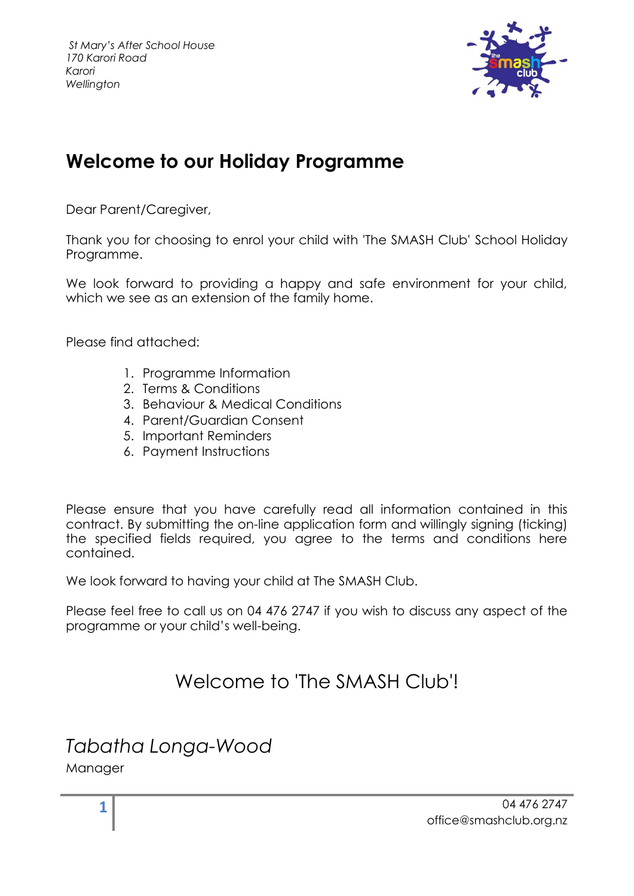*St Mary's After School House*
*170 Karori Road*
*Karori*
*Wellington*

# Welcome to our Holiday Programme

Dear Parent/Caregiver,

Thank you for choosing to enrol your child with 'The SMASH Club' School Holiday Programme.

We look forward to providing a happy and safe environment for your child, which we see as an extension of the family home.

Please find attached:

1. Programme Information
2. Terms & Conditions
3. Behaviour & Medical Conditions
4. Parent/Guardian Consent
5. Important Reminders
6. Payment Instructions

Please ensure that you have carefully read all information contained in this contract. By submitting the on-line application form and willingly signing (ticking) the specified fields required, you agree to the terms and conditions here contained.

We look forward to having your child at The SMASH Club.

Please feel free to call us on 04 476 2747 if you wish to discuss any aspect of the programme or your child's well-being.

## Welcome to 'The SMASH Club'!

*Tabatha Longa-Wood*
Manager

04 476 2747
office@smashclub.org.nz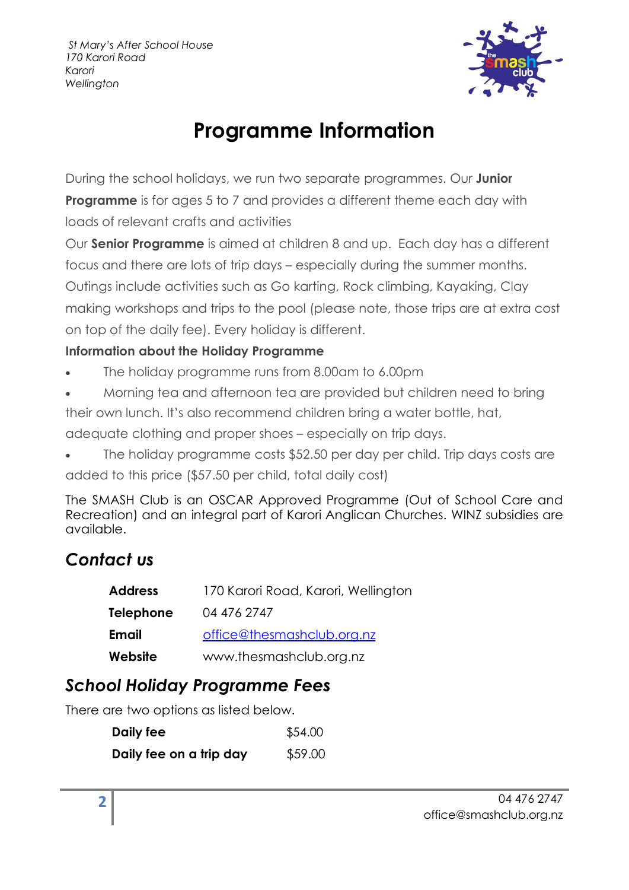St Mary's After School House
170 Karori Road
Karori
Wellington

# Programme Information

During the school holidays, we run two separate programmes. Our **Junior Programme** is for ages 5 to 7 and provides a different theme each day with loads of relevant crafts and activities

Our **Senior Programme** is aimed at children 8 and up. Each day has a different focus and there are lots of trip days – especially during the summer months. Outings include activities such as Go karting, Rock climbing, Kayaking, Clay making workshops and trips to the pool (please note, those trips are at extra cost on top of the daily fee). Every holiday is different.

**Information about the Holiday Programme**

- The holiday programme runs from 8.00am to 6.00pm
- Morning tea and afternoon tea are provided but children need to bring their own lunch. It's also recommend children bring a water bottle, hat, adequate clothing and proper shoes – especially on trip days.
- The holiday programme costs $52.50 per day per child. Trip days costs are added to this price ($57.50 per child, total daily cost)

The SMASH Club is an OSCAR Approved Programme (Out of School Care and Recreation) and an integral part of Karori Anglican Churches. WINZ subsidies are available.

## *Contact us*

| | |
|---|---|
| **Address** | 170 Karori Road, Karori, Wellington |
| **Telephone** | 04 476 2747 |
| **Email** | office@thesmashclub.org.nz |
| **Website** | www.thesmashclub.org.nz |

## *School Holiday Programme Fees*

There are two options as listed below.

| | |
|---|---|
| **Daily fee** | $54.00 |
| **Daily fee on a trip day** | $59.00 |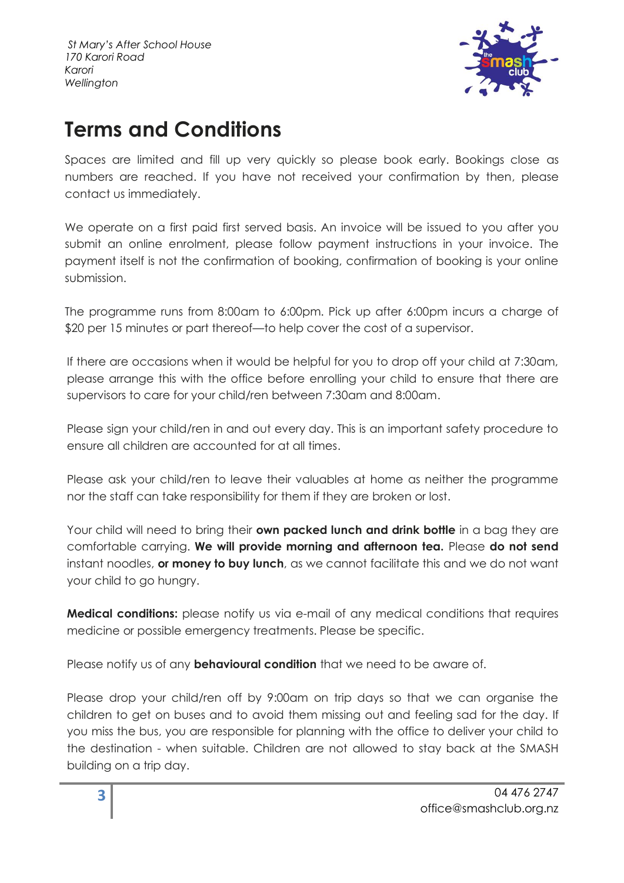*St Mary's After School House*
*170 Karori Road*
*Karori*
*Wellington*

# Terms and Conditions

Spaces are limited and fill up very quickly so please book early. Bookings close as numbers are reached. If you have not received your confirmation by then, please contact us immediately.

We operate on a first paid first served basis. An invoice will be issued to you after you submit an online enrolment, please follow payment instructions in your invoice. The payment itself is not the confirmation of booking, confirmation of booking is your online submission.

The programme runs from 8:00am to 6:00pm. Pick up after 6:00pm incurs a charge of $20 per 15 minutes or part thereof—to help cover the cost of a supervisor.

If there are occasions when it would be helpful for you to drop off your child at 7:30am, please arrange this with the office before enrolling your child to ensure that there are supervisors to care for your child/ren between 7:30am and 8:00am.

Please sign your child/ren in and out every day. This is an important safety procedure to ensure all children are accounted for at all times.

Please ask your child/ren to leave their valuables at home as neither the programme nor the staff can take responsibility for them if they are broken or lost.

Your child will need to bring their **own packed lunch and drink bottle** in a bag they are comfortable carrying. **We will provide morning and afternoon tea.** Please **do not send** instant noodles, **or money to buy lunch**, as we cannot facilitate this and we do not want your child to go hungry.

**Medical conditions:** please notify us via e-mail of any medical conditions that requires medicine or possible emergency treatments. Please be specific.

Please notify us of any **behavioural condition** that we need to be aware of.

Please drop your child/ren off by 9:00am on trip days so that we can organise the children to get on buses and to avoid them missing out and feeling sad for the day. If you miss the bus, you are responsible for planning with the office to deliver your child to the destination - when suitable. Children are not allowed to stay back at the SMASH building on a trip day.

04 476 2747
office@smashclub.org.nz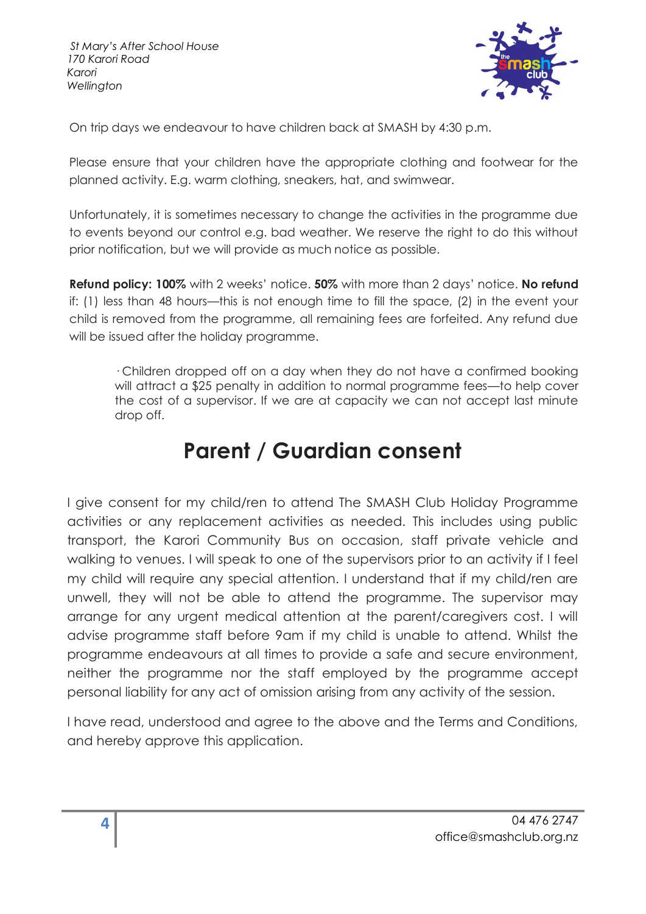*St Mary's After School House*
*170 Karori Road*
*Karori*
*Wellington*

On trip days we endeavour to have children back at SMASH by 4:30 p.m.

Please ensure that your children have the appropriate clothing and footwear for the planned activity. E.g. warm clothing, sneakers, hat, and swimwear.

Unfortunately, it is sometimes necessary to change the activities in the programme due to events beyond our control e.g. bad weather. We reserve the right to do this without prior notification, but we will provide as much notice as possible.

**Refund policy: 100%** with 2 weeks' notice. **50%** with more than 2 days' notice. **No refund** if: (1) less than 48 hours—this is not enough time to fill the space, (2) in the event your child is removed from the programme, all remaining fees are forfeited. Any refund due will be issued after the holiday programme.

> · Children dropped off on a day when they do not have a confirmed booking will attract a $25 penalty in addition to normal programme fees—to help cover the cost of a supervisor. If we are at capacity we can not accept last minute drop off.

# Parent / Guardian consent

I give consent for my child/ren to attend The SMASH Club Holiday Programme activities or any replacement activities as needed. This includes using public transport, the Karori Community Bus on occasion, staff private vehicle and walking to venues. I will speak to one of the supervisors prior to an activity if I feel my child will require any special attention. I understand that if my child/ren are unwell, they will not be able to attend the programme. The supervisor may arrange for any urgent medical attention at the parent/caregivers cost. I will advise programme staff before 9am if my child is unable to attend. Whilst the programme endeavours at all times to provide a safe and secure environment, neither the programme nor the staff employed by the programme accept personal liability for any act of omission arising from any activity of the session.

I have read, understood and agree to the above and the Terms and Conditions, and hereby approve this application.

04 476 2747
office@smashclub.org.nz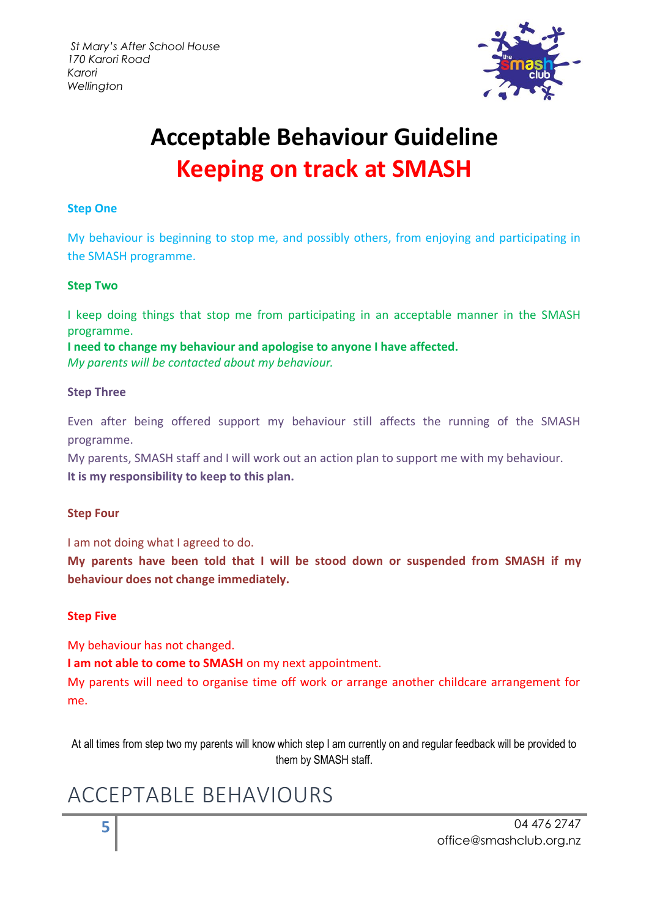St Mary's After School House
170 Karori Road
Karori
Wellington

# Acceptable Behaviour Guideline
## Keeping on track at SMASH

**Step One**

My behaviour is beginning to stop me, and possibly others, from enjoying and participating in the SMASH programme.

**Step Two**

I keep doing things that stop me from participating in an acceptable manner in the SMASH programme.
**I need to change my behaviour and apologise to anyone I have affected.**
*My parents will be contacted about my behaviour.*

**Step Three**

Even after being offered support my behaviour still affects the running of the SMASH programme.
My parents, SMASH staff and I will work out an action plan to support me with my behaviour.
**It is my responsibility to keep to this plan.**

**Step Four**

I am not doing what I agreed to do.
**My parents have been told that I will be stood down or suspended from SMASH if my behaviour does not change immediately.**

**Step Five**

My behaviour has not changed.
**I am not able to come to SMASH** on my next appointment.
My parents will need to organise time off work or arrange another childcare arrangement for me.

At all times from step two my parents will know which step I am currently on and regular feedback will be provided to them by SMASH staff.

# ACCEPTABLE BEHAVIOURS

04 476 2747
office@smashclub.org.nz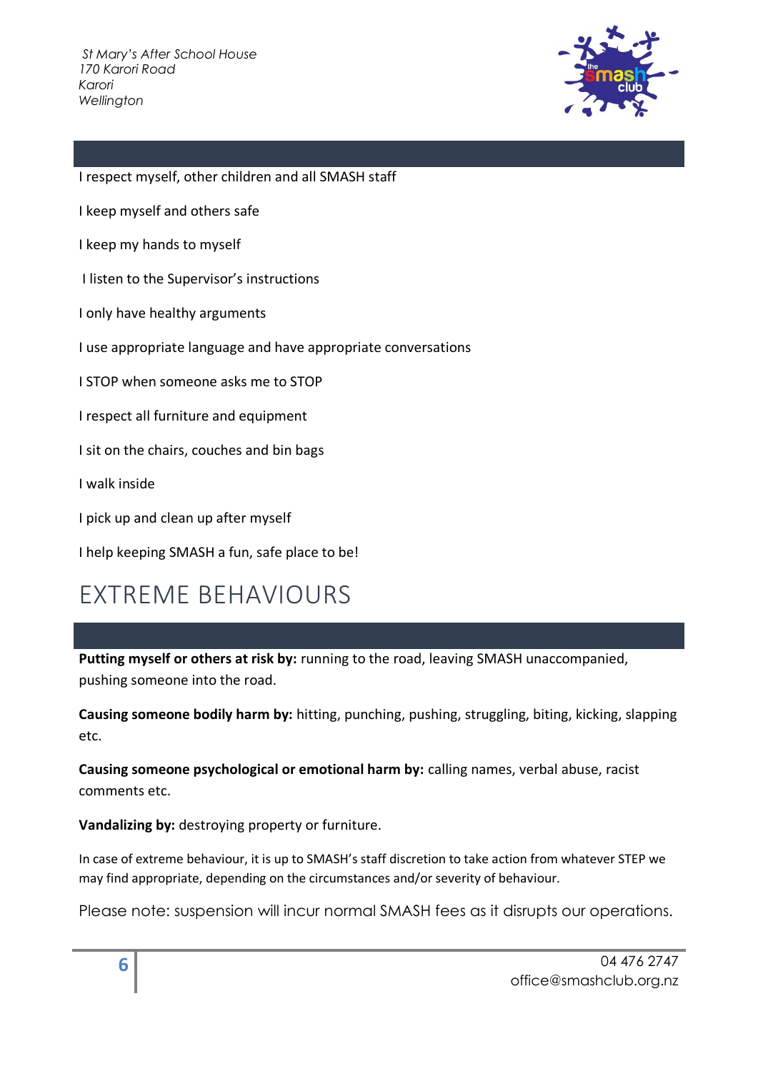I respect myself, other children and all SMASH staff

I keep myself and others safe

I keep my hands to myself

I listen to the Supervisor's instructions

I only have healthy arguments

I use appropriate language and have appropriate conversations

I STOP when someone asks me to STOP

I respect all furniture and equipment

I sit on the chairs, couches and bin bags

I walk inside

I pick up and clean up after myself

I help keeping SMASH a fun, safe place to be!

# EXTREME BEHAVIOURS

**Putting myself or others at risk by:** running to the road, leaving SMASH unaccompanied, pushing someone into the road.

**Causing someone bodily harm by:** hitting, punching, pushing, struggling, biting, kicking, slapping etc.

**Causing someone psychological or emotional harm by:** calling names, verbal abuse, racist comments etc.

**Vandalizing by:** destroying property or furniture.

In case of extreme behaviour, it is up to SMASH's staff discretion to take action from whatever STEP we may find appropriate, depending on the circumstances and/or severity of behaviour.

Please note: suspension will incur normal SMASH fees as it disrupts our operations.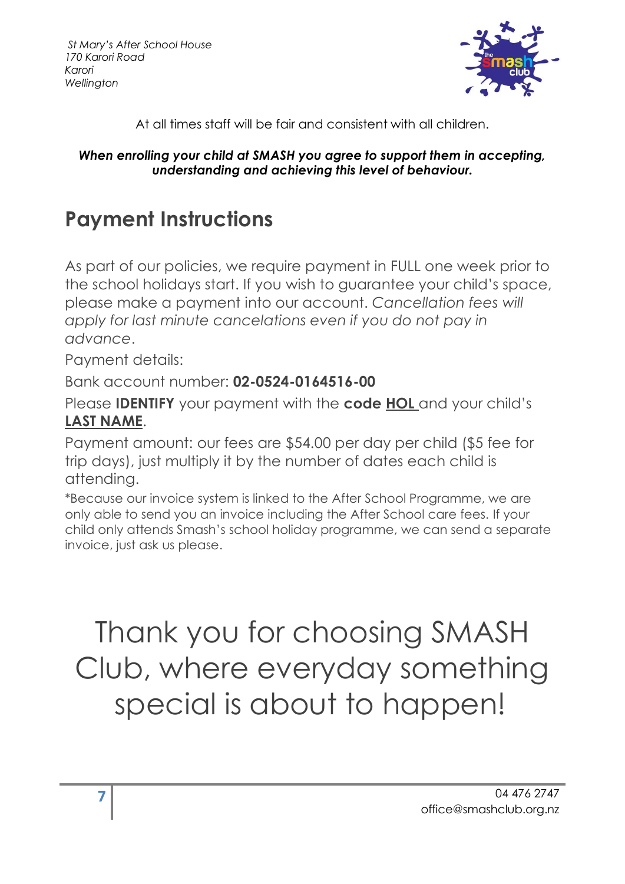*St Mary's After School House*
*170 Karori Road*
*Karori*
*Wellington*

At all times staff will be fair and consistent with all children.

***When enrolling your child at SMASH you agree to support them in accepting, understanding and achieving this level of behaviour.***

## Payment Instructions

As part of our policies, we require payment in FULL one week prior to the school holidays start. If you wish to guarantee your child's space, please make a payment into our account. *Cancellation fees will apply for last minute cancelations even if you do not pay in advance*.

Payment details:

Bank account number: **02-0524-0164516-00**

Please **IDENTIFY** your payment with the **code** **HOL** and your child's **LAST NAME**.

Payment amount: our fees are $54.00 per day per child ($5 fee for trip days), just multiply it by the number of dates each child is attending.

*Because our invoice system is linked to the After School Programme, we are only able to send you an invoice including the After School care fees. If your child only attends Smash's school holiday programme, we can send a separate invoice, just ask us please.

# Thank you for choosing SMASH Club, where everyday something special is about to happen!

04 476 2747
office@smashclub.org.nz